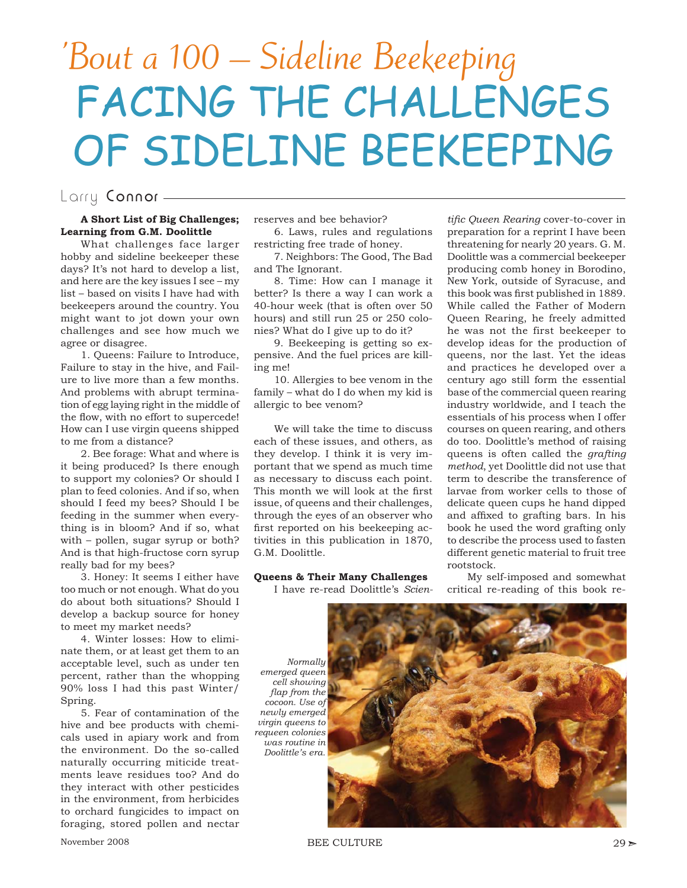# 'Bout a 100 – Sideline Beekeeping

# FACING THE CHALLENGES OF SIDELINE BEEKEEPING

Larry Connor

**A Short List of Big Challenges; Learning from G.M. Doolittle**

What challenges face larger hobby and sideline beekeeper these days? It's not hard to develop a list, and here are the key issues I see – my list – based on visits I have had with beekeepers around the country. You might want to jot down your own challenges and see how much we agree or disagree.

1. Queens: Failure to Introduce, Failure to stay in the hive, and Failure to live more than a few months. And problems with abrupt termination of egg laying right in the middle of the flow, with no effort to supercede! How can I use virgin queens shipped to me from a distance?

2. Bee forage: What and where is it being produced? Is there enough to support my colonies? Or should I plan to feed colonies. And if so, when should I feed my bees? Should I be feeding in the summer when everything is in bloom? And if so, what with – pollen, sugar syrup or both? And is that high-fructose corn syrup really bad for my bees?

3. Honey: It seems I either have too much or not enough. What do you do about both situations? Should I develop a backup source for honey to meet my market needs?

4. Winter losses: How to eliminate them, or at least get them to an acceptable level, such as under ten percent, rather than the whopping 90% loss I had this past Winter/Spring.

5. Fear of contamination of the hive and bee products with chemicals used in apiary work and from the environment. Do the so-called naturally occurring miticide treatments leave residues too? And do they interact with other pesticides in the environment, from herbicides to orchard fungicides to impact on foraging, stored pollen and nectar reserves and bee behavior?

6. Laws, rules and regulations restricting free trade of honey.

7. Neighbors: The Good, The Bad and The Ignorant.

8. Time: How can I manage it better? Is there a way I can work a 40-hour week (that is often over 50 hours) and still run 25 or 250 colonies? What do I give up to do it?

9. Beekeeping is getting so expensive. And the fuel prices are killing me!

10. Allergies to bee venom in the family – what do I do when my kid is allergic to bee venom?

We will take the time to discuss each of these issues, and others, as they develop. I think it is very important that we spend as much time as necessary to discuss each point. This month we will look at the first issue, of queens and their challenges, through the eyes of an observer who first reported on his beekeeping activities in this publication in 1870, G.M. Doolittle.

**Queens & Their Many Challenges**

I have re-read Doolittle's *Scientific Queen Rearing* cover-to-cover in preparation for a reprint I have been threatening for nearly 20 years. G. M. Doolittle was a commercial beekeeper producing comb honey in Borodino, New York, outside of Syracuse, and this book was first published in 1889. While called the Father of Modern Queen Rearing, he freely admitted he was not the first beekeeper to develop ideas for the production of queens, nor the last. Yet the ideas and practices he developed over a century ago still form the essential base of the commercial queen rearing industry worldwide, and I teach the essentials of his process when I offer courses on queen rearing, and others do too. Doolittle's method of raising queens is often called the *grafting method*, yet Doolittle did not use that term to describe the transference of larvae from worker cells to those of delicate queen cups he hand dipped and affixed to grafting bars. In his book he used the word grafting only to describe the process used to fasten different genetic material to fruit tree rootstock.

My self-imposed and somewhat critical re-reading of this book re-

*Normally emerged queen cell showing flap from the cocoon. Use of newly emerged virgin queens to requeen colonies was routine in Doolittle's era.*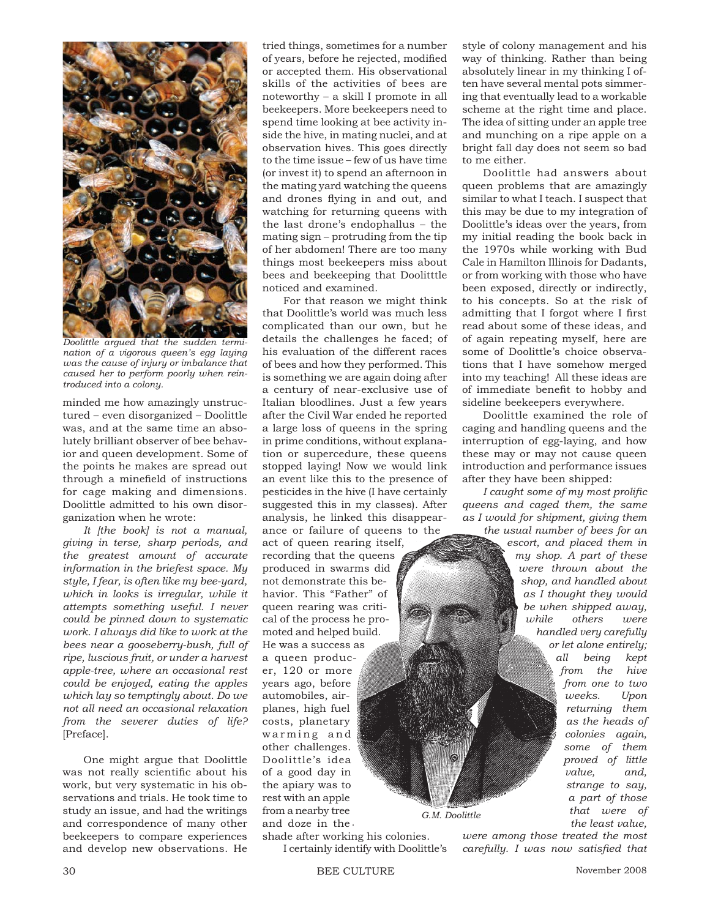*Doolittle argued that the sudden termination of a vigorous queen's egg laying was the cause of injury or imbalance that caused her to perform poorly when reintroduced into a colony.*

minded me how amazingly unstructured – even disorganized – Doolittle was, and at the same time an absolutely brilliant observer of bee behavior and queen development. Some of the points he makes are spread out through a minefield of instructions for cage making and dimensions. Doolittle admitted to his own disorganization when he wrote:

*It [the book] is not a manual, giving in terse, sharp periods, and the greatest amount of accurate information in the briefest space. My style, I fear, is often like my bee-yard, which in looks is irregular, while it attempts something useful. I never could be pinned down to systematic work. I always did like to work at the bees near a gooseberry-bush, full of ripe, luscious fruit, or under a harvest apple-tree, where an occasional rest could be enjoyed, eating the apples which lay so temptingly about. Do we not all need an occasional relaxation from the severer duties of life?* [Preface].

One might argue that Doolittle was not really scientific about his work, but very systematic in his observations and trials. He took time to study an issue, and had the writings and correspondence of many other beekeepers to compare experiences and develop new observations. He tried things, sometimes for a number of years, before he rejected, modified or accepted them. His observational skills of the activities of bees are noteworthy – a skill I promote in all beekeepers. More beekeepers need to spend time looking at bee activity inside the hive, in mating nuclei, and at observation hives. This goes directly to the time issue – few of us have time (or invest it) to spend an afternoon in the mating yard watching the queens and drones flying in and out, and watching for returning queens with the last drone's endophallus – the mating sign – protruding from the tip of her abdomen! There are too many things most beekeepers miss about bees and beekeeping that Doolitttle noticed and examined.

For that reason we might think that Doolittle's world was much less complicated than our own, but he details the challenges he faced; of his evaluation of the different races of bees and how they performed. This is something we are again doing after a century of near-exclusive use of Italian bloodlines. Just a few years after the Civil War ended he reported a large loss of queens in the spring in prime conditions, without explanation or supercedure, these queens stopped laying! Now we would link an event like this to the presence of pesticides in the hive (I have certainly suggested this in my classes). After analysis, he linked this disappearance or failure of queens to the act of queen rearing itself, recording that the queens produced in swarms did not demonstrate this behavior. This "Father" of queen rearing was critical of the process he promoted and helped build. He was a success as a queen producer, 120 or more years ago, before automobiles, airplanes, high fuel costs, planetary warming and other challenges. Doolittle's idea of a good day in the apiary was to rest with an apple from a nearby tree and doze in the shade after working his colonies.

*G.M. Doolittle*

I certainly identify with Doolittle's style of colony management and his way of thinking. Rather than being absolutely linear in my thinking I often have several mental pots simmering that eventually lead to a workable scheme at the right time and place. The idea of sitting under an apple tree and munching on a ripe apple on a bright fall day does not seem so bad to me either.

Doolittle had answers about queen problems that are amazingly similar to what I teach. I suspect that this may be due to my integration of Doolittle's ideas over the years, from my initial reading the book back in the 1970s while working with Bud Cale in Hamilton Illinois for Dadants, or from working with those who have been exposed, directly or indirectly, to his concepts. So at the risk of admitting that I forgot where I first read about some of these ideas, and of again repeating myself, here are some of Doolittle's choice observations that I have somehow merged into my teaching! All these ideas are of immediate benefit to hobby and sideline beekeepers everywhere.

Doolittle examined the role of caging and handling queens and the interruption of egg-laying, and how these may or may not cause queen introduction and performance issues after they have been shipped:

*I caught some of my most prolific queens and caged them, the same as I would for shipment, giving them the usual number of bees for an escort, and placed them in my shop. A part of these were thrown about the shop, and handled about as I thought they would be when shipped away, while others were handled very carefully or let alone entirely; all being kept from the hive from one to two weeks. Upon returning them as the heads of colonies again, some of them proved of little value, and, strange to say, a part of those that were of the least value, were among those treated the most carefully. I was now satisfied that*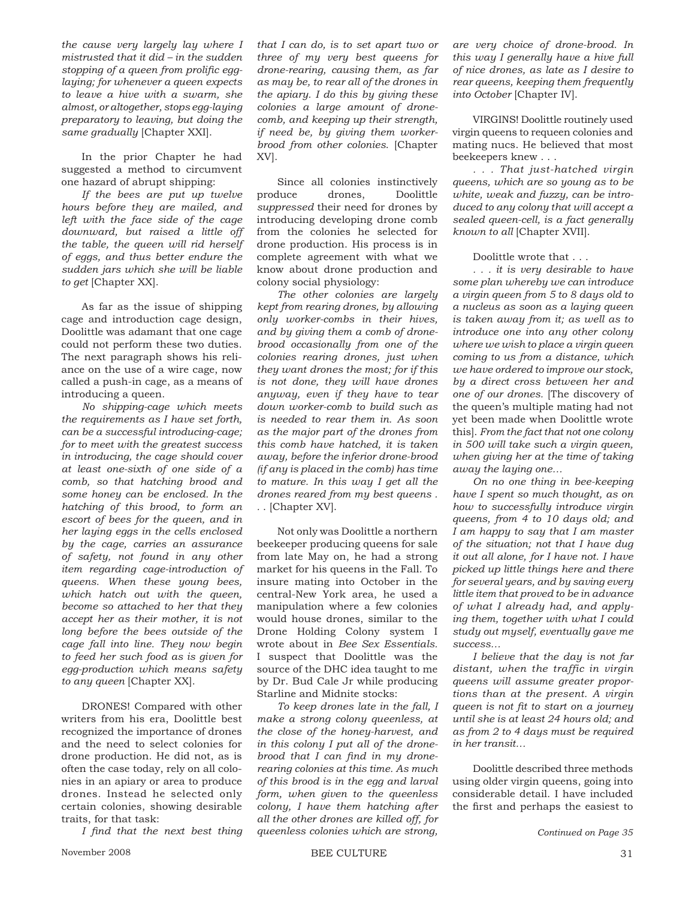*the cause very largely lay where I mistrusted that it did – in the sudden stopping of a queen from prolific egg-laying; for whenever a queen expects to leave a hive with a swarm, she almost, or altogether, stops egg-laying preparatory to leaving, but doing the same gradually* [Chapter XXI].

In the prior Chapter he had suggested a method to circumvent one hazard of abrupt shipping:

*If the bees are put up twelve hours before they are mailed, and left with the face side of the cage downward, but raised a little off the table, the queen will rid herself of eggs, and thus better endure the sudden jars which she will be liable to get* [Chapter XX].

As far as the issue of shipping cage and introduction cage design, Doolittle was adamant that one cage could not perform these two duties. The next paragraph shows his reliance on the use of a wire cage, now called a push-in cage, as a means of introducing a queen.

*No shipping-cage which meets the requirements as I have set forth, can be a successful introducing-cage; for to meet with the greatest success in introducing, the cage should cover at least one-sixth of one side of a comb, so that hatching brood and some honey can be enclosed. In the hatching of this brood, to form an escort of bees for the queen, and in her laying eggs in the cells enclosed by the cage, carries an assurance of safety, not found in any other item regarding cage-introduction of queens. When these young bees, which hatch out with the queen, become so attached to her that they accept her as their mother, it is not long before the bees outside of the cage fall into line. They now begin to feed her such food as is given for egg-production which means safety to any queen* [Chapter XX].

DRONES! Compared with other writers from his era, Doolittle best recognized the importance of drones and the need to select colonies for drone production. He did not, as is often the case today, rely on all colonies in an apiary or area to produce drones. Instead he selected only certain colonies, showing desirable traits, for that task:

*I find that the next best thing that I can do, is to set apart two or three of my very best queens for drone-rearing, causing them, as far as may be, to rear all of the drones in the apiary. I do this by giving these colonies a large amount of drone-comb, and keeping up their strength, if need be, by giving them worker-brood from other colonies.* [Chapter XV].

Since all colonies instinctively produce drones, Doolittle *suppressed* their need for drones by introducing developing drone comb from the colonies he selected for drone production. His process is in complete agreement with what we know about drone production and colony social physiology:

*The other colonies are largely kept from rearing drones, by allowing only worker-combs in their hives, and by giving them a comb of drone-brood occasionally from one of the colonies rearing drones, just when they want drones the most; for if this is not done, they will have drones anyway, even if they have to tear down worker-comb to build such as is needed to rear them in. As soon as the major part of the drones from this comb have hatched, it is taken away, before the inferior drone-brood (if any is placed in the comb) has time to mature. In this way I get all the drones reared from my best queens . . .* [Chapter XV].

Not only was Doolittle a northern beekeeper producing queens for sale from late May on, he had a strong market for his queens in the Fall. To insure mating into October in the central-New York area, he used a manipulation where a few colonies would house drones, similar to the Drone Holding Colony system I wrote about in *Bee Sex Essentials*. I suspect that Doolittle was the source of the DHC idea taught to me by Dr. Bud Cale Jr while producing Starline and Midnite stocks:

*To keep drones late in the fall, I make a strong colony queenless, at the close of the honey-harvest, and in this colony I put all of the drone-brood that I can find in my drone-rearing colonies at this time. As much of this brood is in the egg and larval form, when given to the queenless colony, I have them hatching after all the other drones are killed off, for queenless colonies which are strong, are very choice of drone-brood. In this way I generally have a hive full of nice drones, as late as I desire to rear queens, keeping them frequently into October* [Chapter IV].

VIRGINS! Doolittle routinely used virgin queens to requeen colonies and mating nucs. He believed that most beekeepers knew . . .

*. . . That just-hatched virgin queens, which are so young as to be white, weak and fuzzy, can be introduced to any colony that will accept a sealed queen-cell, is a fact generally known to all* [Chapter XVII].

Doolittle wrote that . . .

*. . . it is very desirable to have some plan whereby we can introduce a virgin queen from 5 to 8 days old to a nucleus as soon as a laying queen is taken away from it; as well as to introduce one into any other colony where we wish to place a virgin queen coming to us from a distance, which we have ordered to improve our stock, by a direct cross between her and one of our drones.* [The discovery of the queen's multiple mating had not yet been made when Doolittle wrote this]. *From the fact that not one colony in 500 will take such a virgin queen, when giving her at the time of taking away the laying one…*

*On no one thing in bee-keeping have I spent so much thought, as on how to successfully introduce virgin queens, from 4 to 10 days old; and I am happy to say that I am master of the situation; not that I have dug it out all alone, for I have not. I have picked up little things here and there for several years, and by saving every little item that proved to be in advance of what I already had, and applying them, together with what I could study out myself, eventually gave me success…*

*I believe that the day is not far distant, when the traffic in virgin queens will assume greater proportions than at the present. A virgin queen is not fit to start on a journey until she is at least 24 hours old; and as from 2 to 4 days must be required in her transit…*

Doolittle described three methods using older virgin queens, going into considerable detail. I have included the first and perhaps the easiest to

*Continued on Page 35*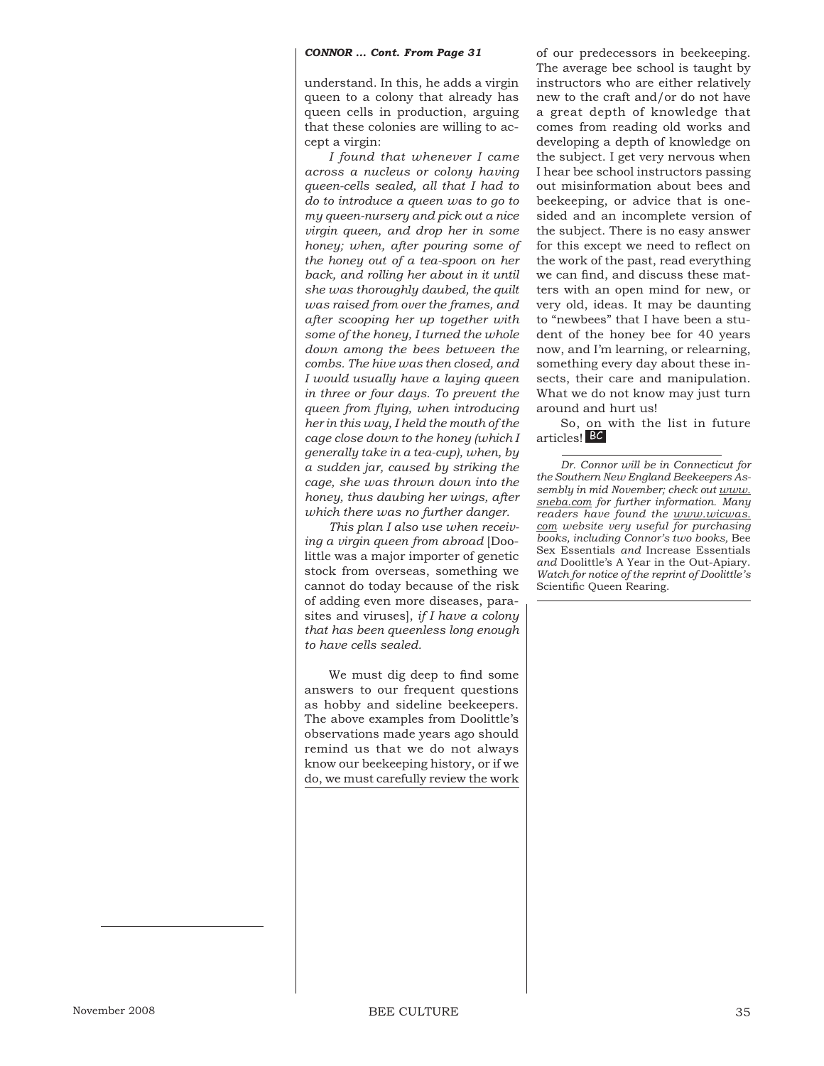***CONNOR ... Cont. From Page 31***

understand. In this, he adds a virgin queen to a colony that already has queen cells in production, arguing that these colonies are willing to accept a virgin:

*I found that whenever I came across a nucleus or colony having queen-cells sealed, all that I had to do to introduce a queen was to go to my queen-nursery and pick out a nice virgin queen, and drop her in some honey; when, after pouring some of the honey out of a tea-spoon on her back, and rolling her about in it until she was thoroughly daubed, the quilt was raised from over the frames, and after scooping her up together with some of the honey, I turned the whole down among the bees between the combs. The hive was then closed, and I would usually have a laying queen in three or four days. To prevent the queen from flying, when introducing her in this way, I held the mouth of the cage close down to the honey (which I generally take in a tea-cup), when, by a sudden jar, caused by striking the cage, she was thrown down into the honey, thus daubing her wings, after which there was no further danger.*

*This plan I also use when receiving a virgin queen from abroad* [Doolittle was a major importer of genetic stock from overseas, something we cannot do today because of the risk of adding even more diseases, parasites and viruses], *if I have a colony that has been queenless long enough to have cells sealed.*

We must dig deep to find some answers to our frequent questions as hobby and sideline beekeepers. The above examples from Doolittle's observations made years ago should remind us that we do not always know our beekeeping history, or if we do, we must carefully review the work of our predecessors in beekeeping. The average bee school is taught by instructors who are either relatively new to the craft and/or do not have a great depth of knowledge that comes from reading old works and developing a depth of knowledge on the subject. I get very nervous when I hear bee school instructors passing out misinformation about bees and beekeeping, or advice that is one-sided and an incomplete version of the subject. There is no easy answer for this except we need to reflect on the work of the past, read everything we can find, and discuss these matters with an open mind for new, or very old, ideas. It may be daunting to "newbees" that I have been a student of the honey bee for 40 years now, and I'm learning, or relearning, something every day about these insects, their care and manipulation. What we do not know may just turn around and hurt us!

So, on with the list in future articles! BC

---

*Dr. Connor will be in Connecticut for the Southern New England Beekeepers Assembly in mid November; check out www.sneba.com for further information. Many readers have found the www.wicwas.com website very useful for purchasing books, including Connor's two books,* Bee Sex Essentials *and* Increase Essentials *and* Doolittle's A Year in the Out-Apiary. *Watch for notice of the reprint of Doolittle's* Scientific Queen Rearing.